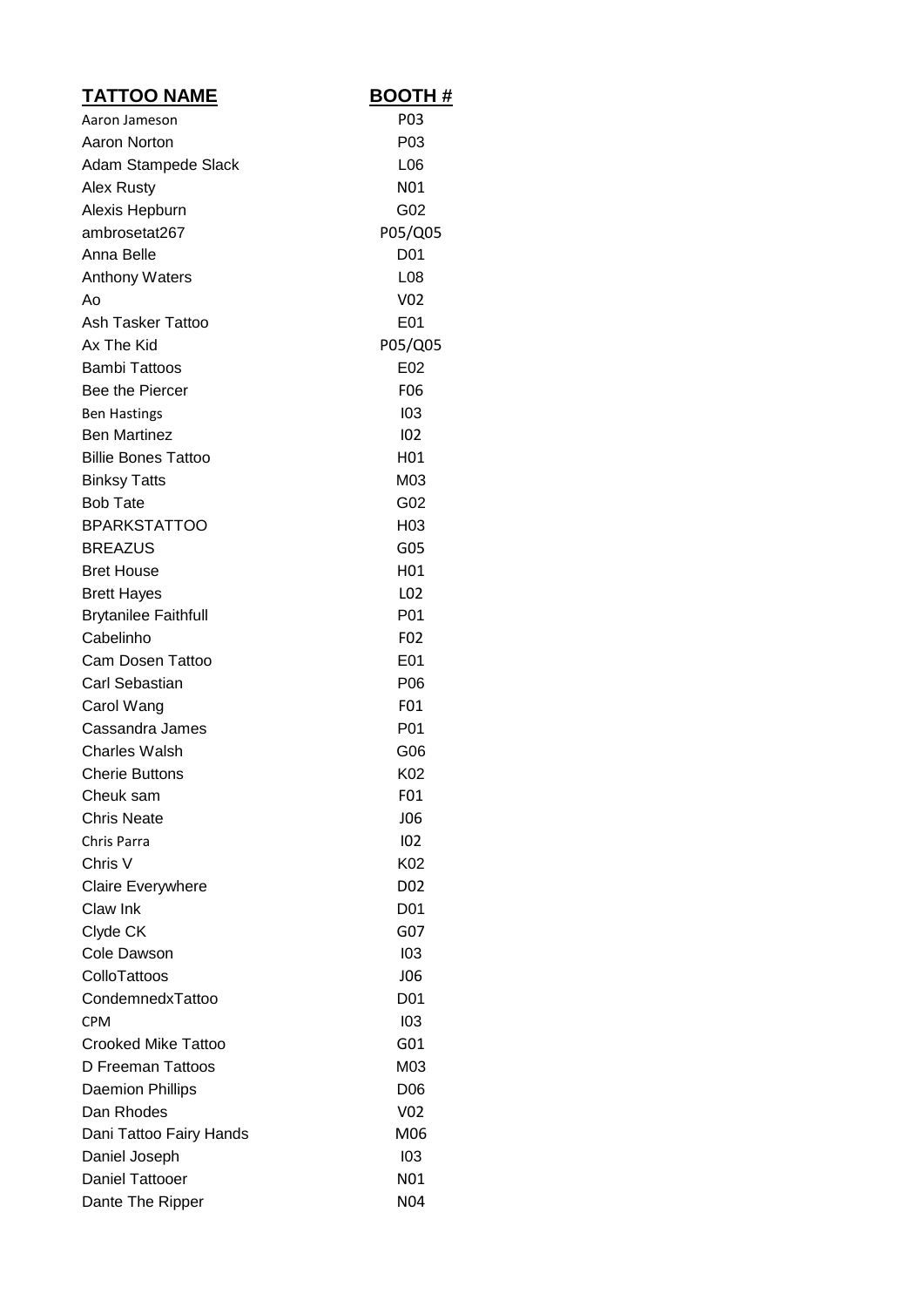| TATTOO NAME | BOOTH # |
|---|---|
| Aaron Jameson | P03 |
| Aaron Norton | P03 |
| Adam Stampede Slack | L06 |
| Alex Rusty | N01 |
| Alexis Hepburn | G02 |
| ambrosetat267 | P05/Q05 |
| Anna Belle | D01 |
| Anthony Waters | L08 |
| Ao | V02 |
| Ash Tasker Tattoo | E01 |
| Ax The Kid | P05/Q05 |
| Bambi Tattoos | E02 |
| Bee the Piercer | F06 |
| Ben Hastings | I03 |
| Ben Martinez | I02 |
| Billie Bones Tattoo | H01 |
| Binksy Tatts | M03 |
| Bob Tate | G02 |
| BPARKSTATTOO | H03 |
| BREAZUS | G05 |
| Bret House | H01 |
| Brett Hayes | L02 |
| Brytanilee Faithfull | P01 |
| Cabelinho | F02 |
| Cam Dosen Tattoo | E01 |
| Carl Sebastian | P06 |
| Carol Wang | F01 |
| Cassandra James | P01 |
| Charles Walsh | G06 |
| Cherie Buttons | K02 |
| Cheuk sam | F01 |
| Chris Neate | J06 |
| Chris Parra | I02 |
| Chris V | K02 |
| Claire Everywhere | D02 |
| Claw Ink | D01 |
| Clyde CK | G07 |
| Cole Dawson | I03 |
| ColloTattoos | J06 |
| CondemnedxTattoo | D01 |
| CPM | I03 |
| Crooked Mike Tattoo | G01 |
| D Freeman Tattoos | M03 |
| Daemion Phillips | D06 |
| Dan Rhodes | V02 |
| Dani Tattoo Fairy Hands | M06 |
| Daniel Joseph | I03 |
| Daniel Tattooer | N01 |
| Dante The Ripper | N04 |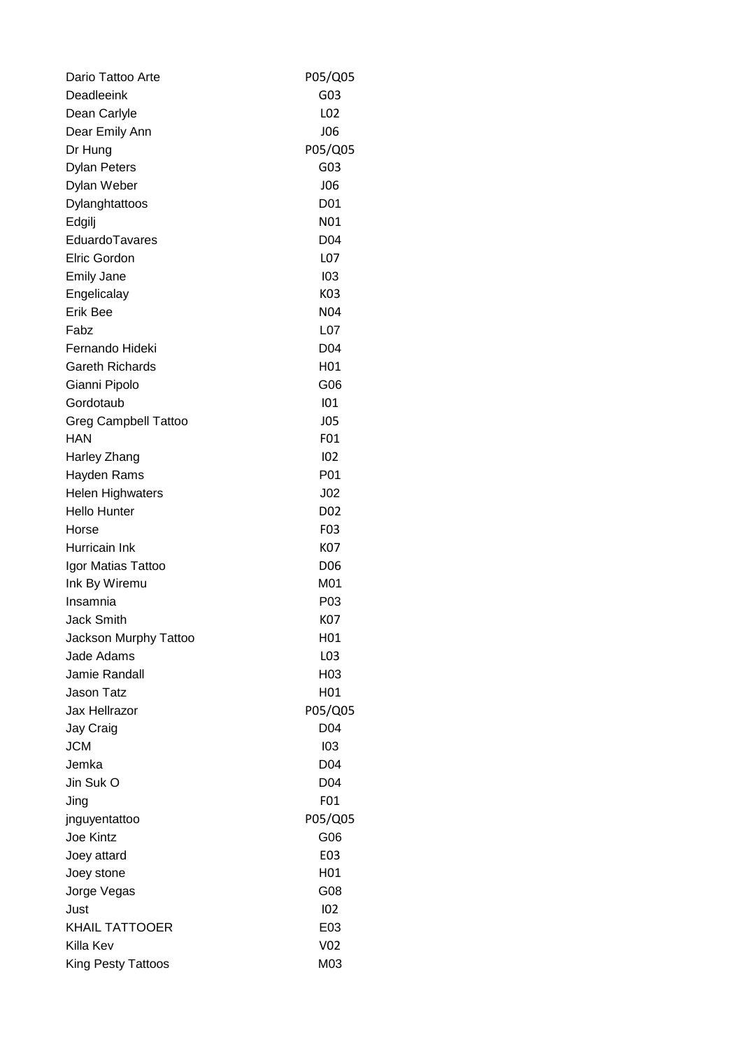| | |
|---|---|
| Dario Tattoo Arte | P05/Q05 |
| Deadleeink | G03 |
| Dean Carlyle | L02 |
| Dear Emily Ann | J06 |
| Dr Hung | P05/Q05 |
| Dylan Peters | G03 |
| Dylan Weber | J06 |
| Dylanghtattoos | D01 |
| Edgilj | N01 |
| EduardoTavares | D04 |
| Elric Gordon | L07 |
| Emily Jane | I03 |
| Engelicalay | K03 |
| Erik Bee | N04 |
| Fabz | L07 |
| Fernando Hideki | D04 |
| Gareth Richards | H01 |
| Gianni Pipolo | G06 |
| Gordotaub | I01 |
| Greg Campbell Tattoo | J05 |
| HAN | F01 |
| Harley Zhang | I02 |
| Hayden Rams | P01 |
| Helen Highwaters | J02 |
| Hello Hunter | D02 |
| Horse | F03 |
| Hurricain Ink | K07 |
| Igor Matias Tattoo | D06 |
| Ink By Wiremu | M01 |
| Insamnia | P03 |
| Jack Smith | K07 |
| Jackson Murphy Tattoo | H01 |
| Jade Adams | L03 |
| Jamie Randall | H03 |
| Jason Tatz | H01 |
| Jax Hellrazor | P05/Q05 |
| Jay Craig | D04 |
| JCM | I03 |
| Jemka | D04 |
| Jin Suk O | D04 |
| Jing | F01 |
| jnguyentattoo | P05/Q05 |
| Joe Kintz | G06 |
| Joey attard | E03 |
| Joey stone | H01 |
| Jorge Vegas | G08 |
| Just | I02 |
| KHAIL TATTOOER | E03 |
| Killa Kev | V02 |
| King Pesty Tattoos | M03 |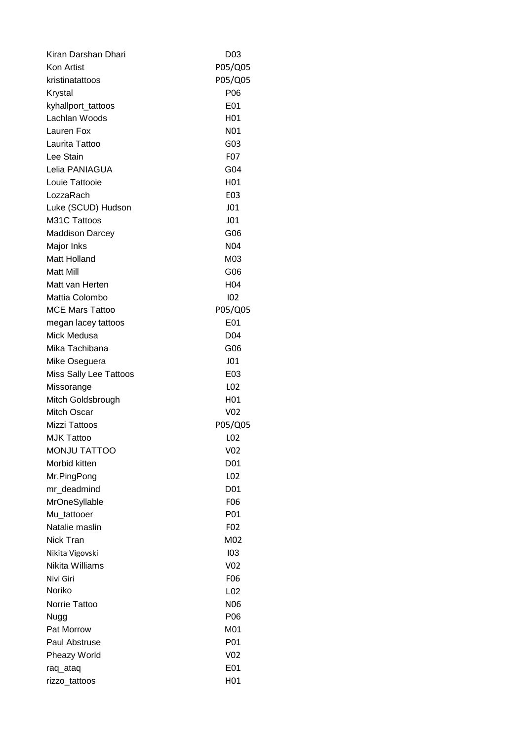| | |
|---|---|
| Kiran Darshan Dhari | D03 |
| Kon Artist | P05/Q05 |
| kristinatattoos | P05/Q05 |
| Krystal | P06 |
| kyhallport_tattoos | E01 |
| Lachlan Woods | H01 |
| Lauren Fox | N01 |
| Laurita Tattoo | G03 |
| Lee Stain | F07 |
| Lelia PANIAGUA | G04 |
| Louie Tattooie | H01 |
| LozzaRach | E03 |
| Luke (SCUD) Hudson | J01 |
| M31C Tattoos | J01 |
| Maddison Darcey | G06 |
| Major Inks | N04 |
| Matt Holland | M03 |
| Matt Mill | G06 |
| Matt van Herten | H04 |
| Mattia Colombo | I02 |
| MCE Mars Tattoo | P05/Q05 |
| megan lacey tattoos | E01 |
| Mick Medusa | D04 |
| Mika Tachibana | G06 |
| Mike Oseguera | J01 |
| Miss Sally Lee Tattoos | E03 |
| Missorange | L02 |
| Mitch Goldsbrough | H01 |
| Mitch Oscar | V02 |
| Mizzi Tattoos | P05/Q05 |
| MJK Tattoo | L02 |
| MONJU TATTOO | V02 |
| Morbid kitten | D01 |
| Mr.PingPong | L02 |
| mr_deadmind | D01 |
| MrOneSyllable | F06 |
| Mu_tattooer | P01 |
| Natalie maslin | F02 |
| Nick Tran | M02 |
| Nikita Vigovski | I03 |
| Nikita Williams | V02 |
| Nivi Giri | F06 |
| Noriko | L02 |
| Norrie Tattoo | N06 |
| Nugg | P06 |
| Pat Morrow | M01 |
| Paul Abstruse | P01 |
| Pheazy World | V02 |
| raq_ataq | E01 |
| rizzo_tattoos | H01 |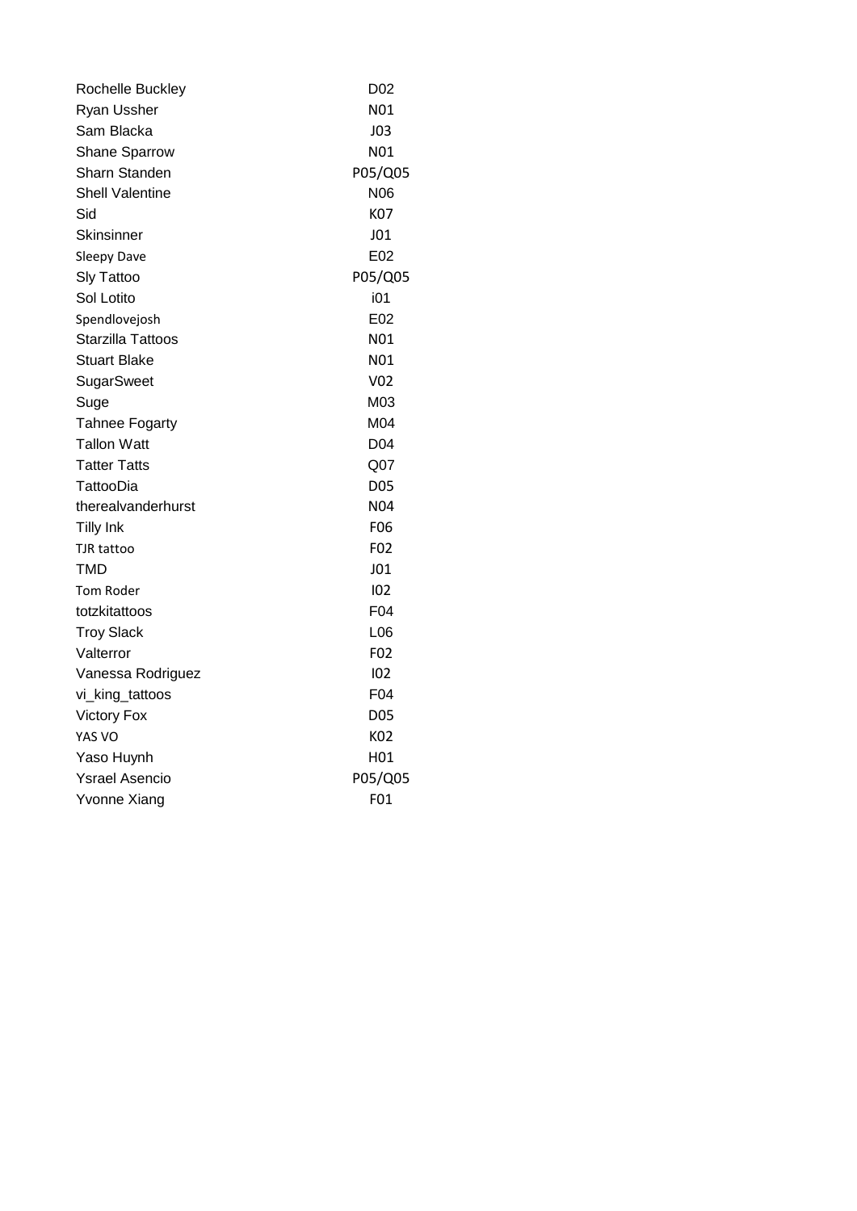| | |
|---|---|
| Rochelle Buckley | D02 |
| Ryan Ussher | N01 |
| Sam Blacka | J03 |
| Shane Sparrow | N01 |
| Sharn Standen | P05/Q05 |
| Shell Valentine | N06 |
| Sid | K07 |
| Skinsinner | J01 |
| Sleepy Dave | E02 |
| Sly Tattoo | P05/Q05 |
| Sol Lotito | i01 |
| Spendlovejosh | E02 |
| Starzilla Tattoos | N01 |
| Stuart Blake | N01 |
| SugarSweet | V02 |
| Suge | M03 |
| Tahnee Fogarty | M04 |
| Tallon Watt | D04 |
| Tatter Tatts | Q07 |
| TattooDia | D05 |
| therealvanderhurst | N04 |
| Tilly Ink | F06 |
| TJR tattoo | F02 |
| TMD | J01 |
| Tom Roder | I02 |
| totzkitattoos | F04 |
| Troy Slack | L06 |
| Valterror | F02 |
| Vanessa Rodriguez | I02 |
| vi_king_tattoos | F04 |
| Victory Fox | D05 |
| YAS VO | K02 |
| Yaso Huynh | H01 |
| Ysrael Asencio | P05/Q05 |
| Yvonne Xiang | F01 |